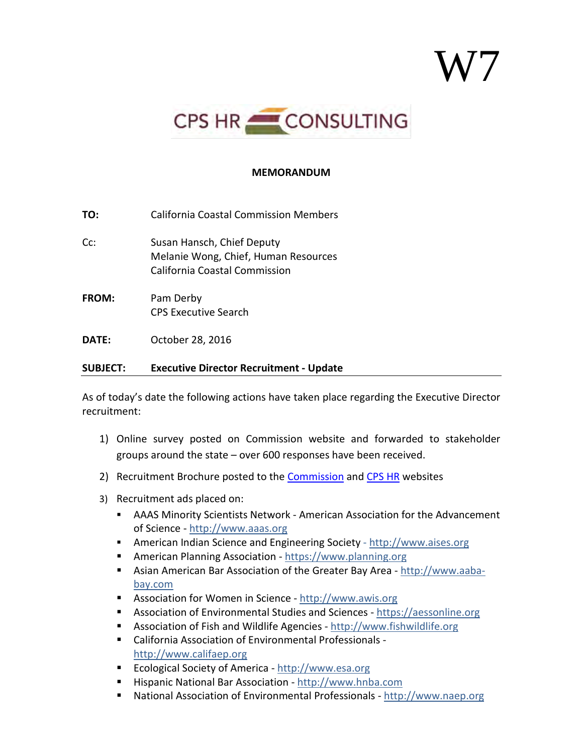W7

CPS HR CONSULTING

**MEMORANDUM**

**TO:** California Coastal Commission Members

Cc: Susan Hansch, Chief Deputy
Melanie Wong, Chief, Human Resources
California Coastal Commission

**FROM:** Pam Derby
CPS Executive Search

**DATE:** October 28, 2016

**SUBJECT: Executive Director Recruitment - Update**

As of today's date the following actions have taken place regarding the Executive Director recruitment:

1) Online survey posted on Commission website and forwarded to stakeholder groups around the state – over 600 responses have been received.

2) Recruitment Brochure posted to the Commission and CPS HR websites

3) Recruitment ads placed on:
   - AAAS Minority Scientists Network - American Association for the Advancement of Science - http://www.aaas.org
   - American Indian Science and Engineering Society - http://www.aises.org
   - American Planning Association - https://www.planning.org
   - Asian American Bar Association of the Greater Bay Area - http://www.aaba-bay.com
   - Association for Women in Science - http://www.awis.org
   - Association of Environmental Studies and Sciences - https://aessonline.org
   - Association of Fish and Wildlife Agencies - http://www.fishwildlife.org
   - California Association of Environmental Professionals - http://www.califaep.org
   - Ecological Society of America - http://www.esa.org
   - Hispanic National Bar Association - http://www.hnba.com
   - National Association of Environmental Professionals - http://www.naep.org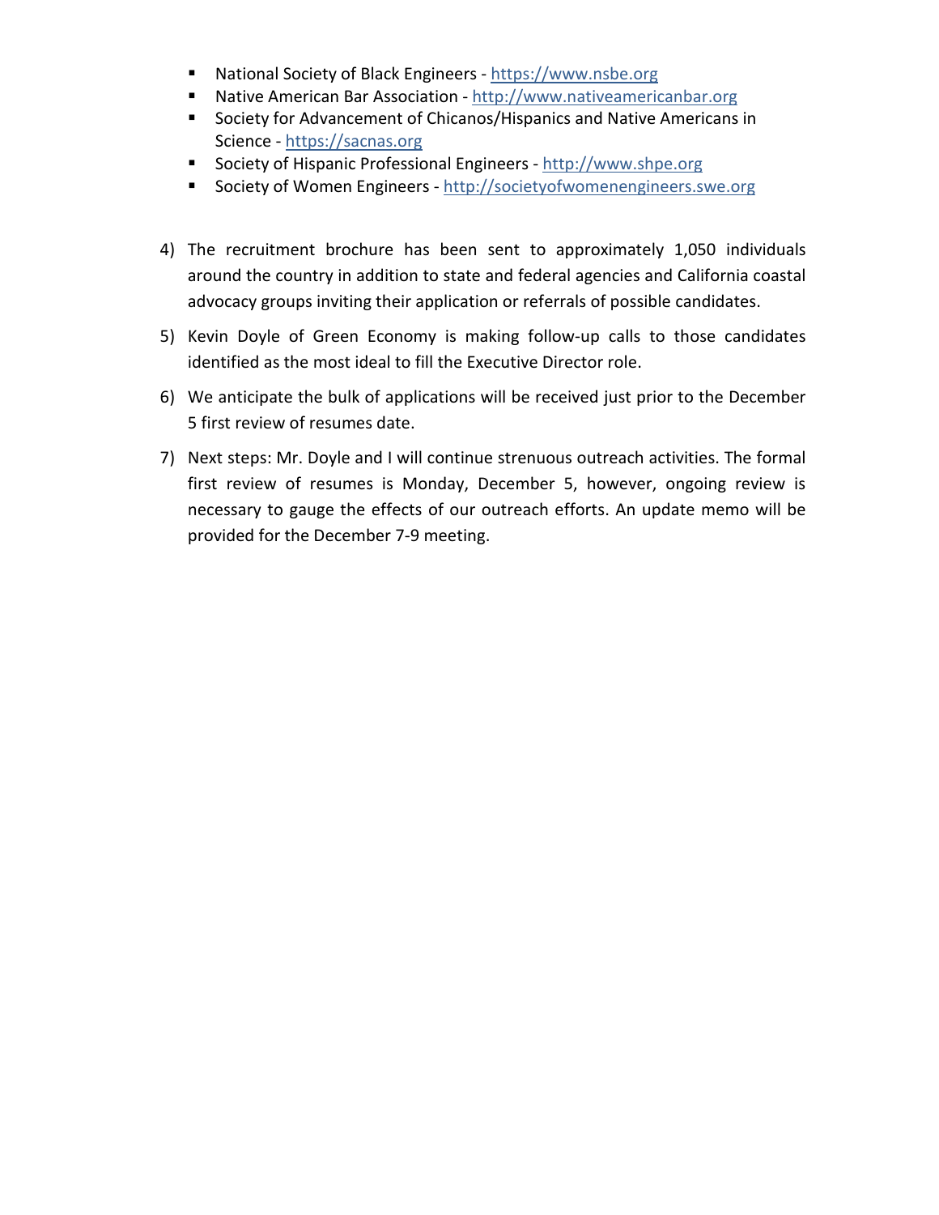- National Society of Black Engineers - https://www.nsbe.org
- Native American Bar Association - http://www.nativeamericanbar.org
- Society for Advancement of Chicanos/Hispanics and Native Americans in Science - https://sacnas.org
- Society of Hispanic Professional Engineers - http://www.shpe.org
- Society of Women Engineers - http://societyofwomenengineers.swe.org

4) The recruitment brochure has been sent to approximately 1,050 individuals around the country in addition to state and federal agencies and California coastal advocacy groups inviting their application or referrals of possible candidates.

5) Kevin Doyle of Green Economy is making follow-up calls to those candidates identified as the most ideal to fill the Executive Director role.

6) We anticipate the bulk of applications will be received just prior to the December 5 first review of resumes date.

7) Next steps: Mr. Doyle and I will continue strenuous outreach activities. The formal first review of resumes is Monday, December 5, however, ongoing review is necessary to gauge the effects of our outreach efforts. An update memo will be provided for the December 7-9 meeting.